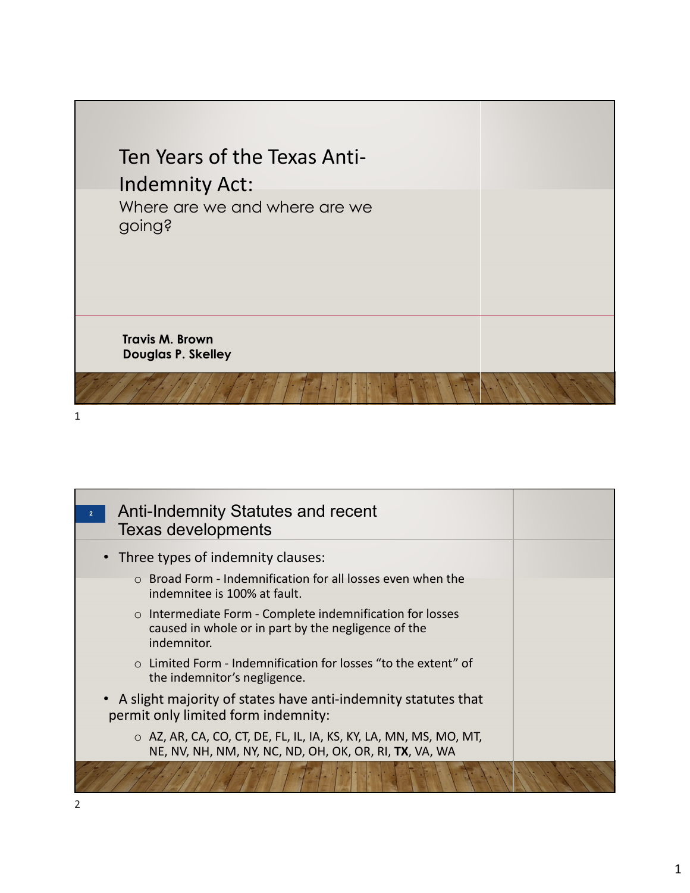# Ten Years of the Texas Anti-Indemnity Act:

Where are we and where are we going?

**Travis M. Brown**
**Douglas P. Skelley**

## Anti-Indemnity Statutes and recent Texas developments

- Three types of indemnity clauses:
  - Broad Form - Indemnification for all losses even when the indemnitee is 100% at fault.
  - Intermediate Form - Complete indemnification for losses caused in whole or in part by the negligence of the indemnitor.
  - Limited Form - Indemnification for losses "to the extent" of the indemnitor's negligence.
- A slight majority of states have anti-indemnity statutes that permit only limited form indemnity:
  - AZ, AR, CA, CO, CT, DE, FL, IL, IA, KS, KY, LA, MN, MS, MO, MT, NE, NV, NH, NM, NY, NC, ND, OH, OK, OR, RI, **TX**, VA, WA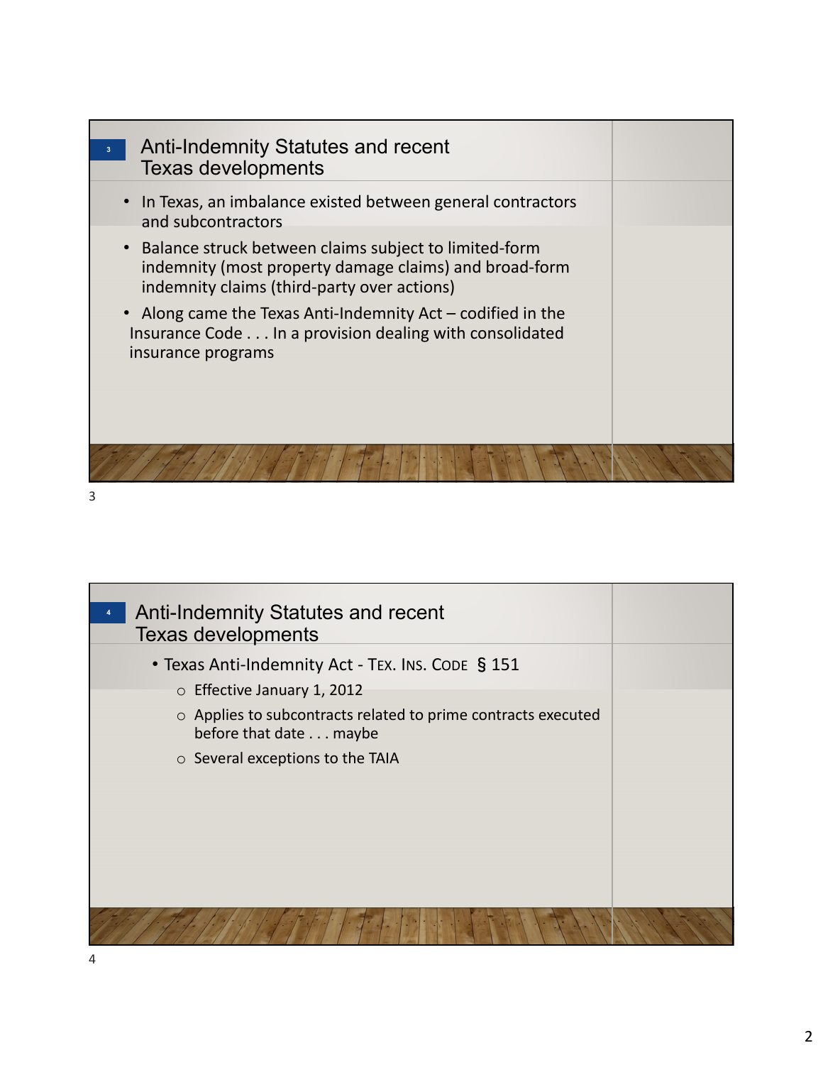## Anti-Indemnity Statutes and recent Texas developments

- In Texas, an imbalance existed between general contractors and subcontractors
- Balance struck between claims subject to limited-form indemnity (most property damage claims) and broad-form indemnity claims (third-party over actions)
- Along came the Texas Anti-Indemnity Act – codified in the Insurance Code . . . In a provision dealing with consolidated insurance programs

## Anti-Indemnity Statutes and recent Texas developments

- Texas Anti-Indemnity Act - Tex. Ins. Code § 151
  - Effective January 1, 2012
  - Applies to subcontracts related to prime contracts executed before that date . . . maybe
  - Several exceptions to the TAIA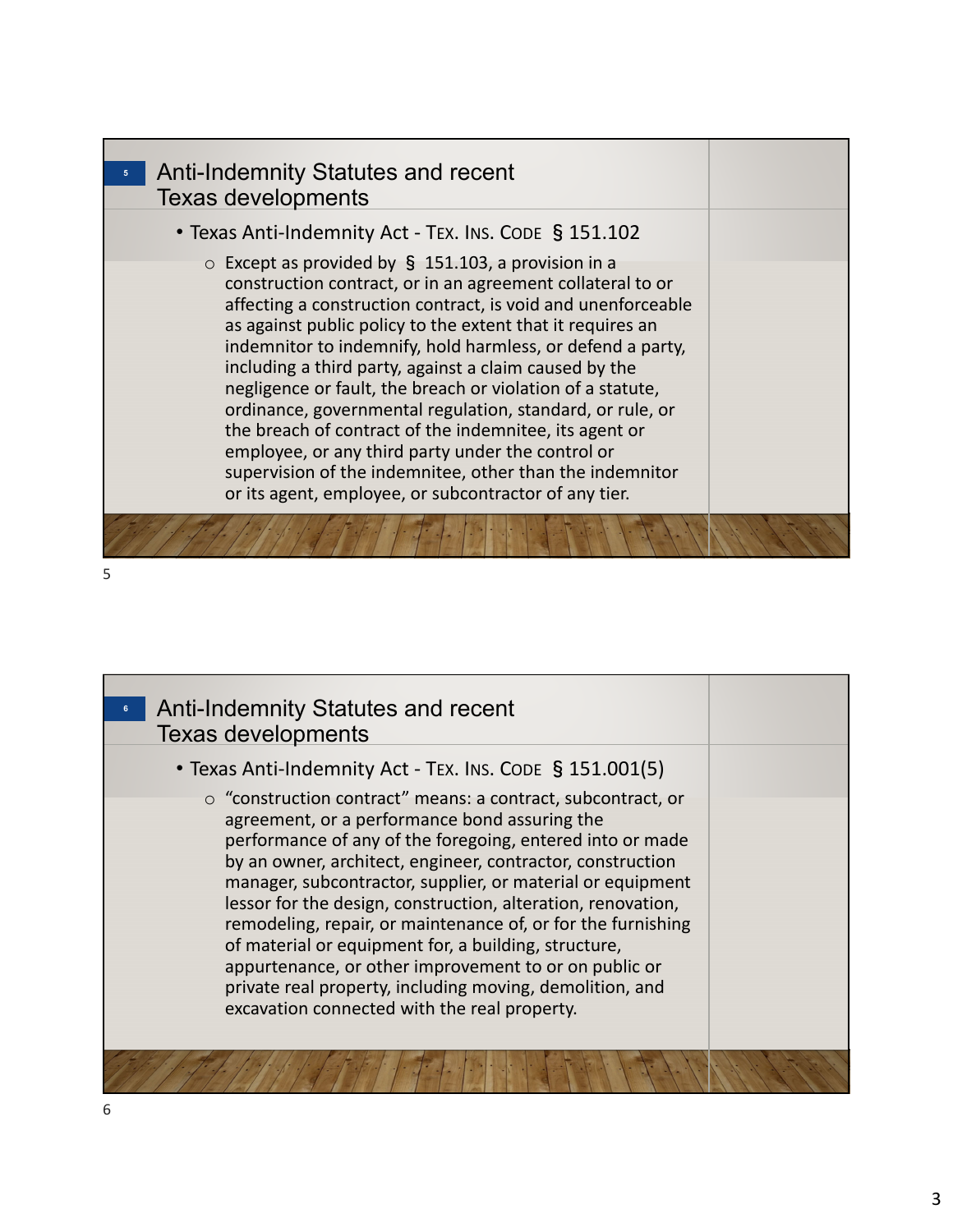## Anti-Indemnity Statutes and recent Texas developments

- Texas Anti-Indemnity Act - TEX. INS. CODE § 151.102
  - Except as provided by § 151.103, a provision in a construction contract, or in an agreement collateral to or affecting a construction contract, is void and unenforceable as against public policy to the extent that it requires an indemnitor to indemnify, hold harmless, or defend a party, including a third party, against a claim caused by the negligence or fault, the breach or violation of a statute, ordinance, governmental regulation, standard, or rule, or the breach of contract of the indemnitee, its agent or employee, or any third party under the control or supervision of the indemnitee, other than the indemnitor or its agent, employee, or subcontractor of any tier.

## Anti-Indemnity Statutes and recent Texas developments

- Texas Anti-Indemnity Act - TEX. INS. CODE § 151.001(5)
  - "construction contract" means: a contract, subcontract, or agreement, or a performance bond assuring the performance of any of the foregoing, entered into or made by an owner, architect, engineer, contractor, construction manager, subcontractor, supplier, or material or equipment lessor for the design, construction, alteration, renovation, remodeling, repair, or maintenance of, or for the furnishing of material or equipment for, a building, structure, appurtenance, or other improvement to or on public or private real property, including moving, demolition, and excavation connected with the real property.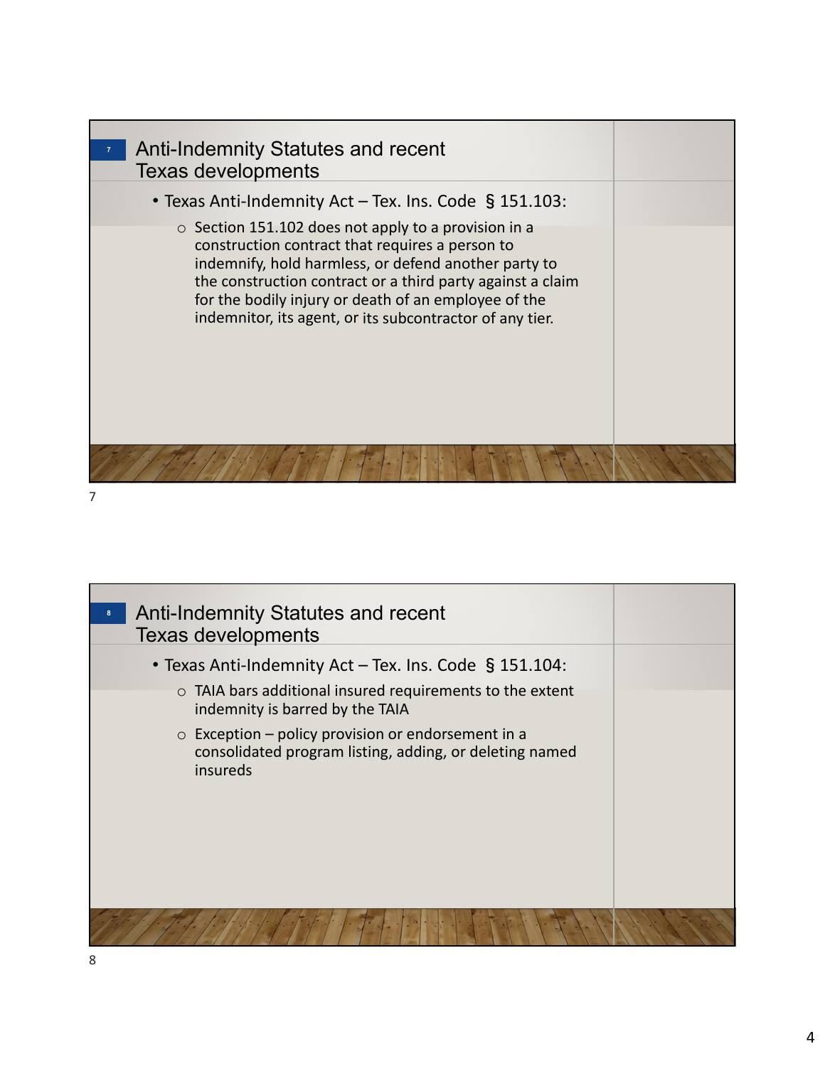## Anti-Indemnity Statutes and recent Texas developments

- Texas Anti-Indemnity Act – Tex. Ins. Code § 151.103:
  - Section 151.102 does not apply to a provision in a construction contract that requires a person to indemnify, hold harmless, or defend another party to the construction contract or a third party against a claim for the bodily injury or death of an employee of the indemnitor, its agent, or its subcontractor of any tier.

## Anti-Indemnity Statutes and recent Texas developments

- Texas Anti-Indemnity Act – Tex. Ins. Code § 151.104:
  - TAIA bars additional insured requirements to the extent indemnity is barred by the TAIA
  - Exception – policy provision or endorsement in a consolidated program listing, adding, or deleting named insureds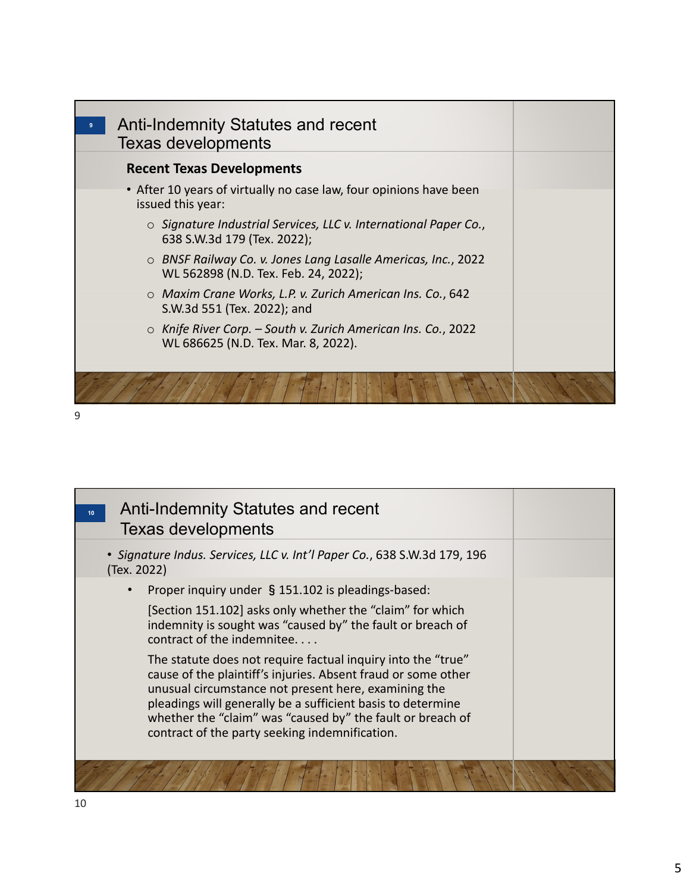## Anti-Indemnity Statutes and recent Texas developments

### Recent Texas Developments

- After 10 years of virtually no case law, four opinions have been issued this year:
  - *Signature Industrial Services, LLC v. International Paper Co.*, 638 S.W.3d 179 (Tex. 2022);
  - *BNSF Railway Co. v. Jones Lang Lasalle Americas, Inc.*, 2022 WL 562898 (N.D. Tex. Feb. 24, 2022);
  - *Maxim Crane Works, L.P. v. Zurich American Ins. Co.*, 642 S.W.3d 551 (Tex. 2022); and
  - *Knife River Corp. – South v. Zurich American Ins. Co.*, 2022 WL 686625 (N.D. Tex. Mar. 8, 2022).

## Anti-Indemnity Statutes and recent Texas developments

- *Signature Indus. Services, LLC v. Int'l Paper Co.*, 638 S.W.3d 179, 196 (Tex. 2022)
  - Proper inquiry under § 151.102 is pleadings-based:

    [Section 151.102] asks only whether the "claim" for which indemnity is sought was "caused by" the fault or breach of contract of the indemnitee. . . .

    The statute does not require factual inquiry into the "true" cause of the plaintiff's injuries. Absent fraud or some other unusual circumstance not present here, examining the pleadings will generally be a sufficient basis to determine whether the "claim" was "caused by" the fault or breach of contract of the party seeking indemnification.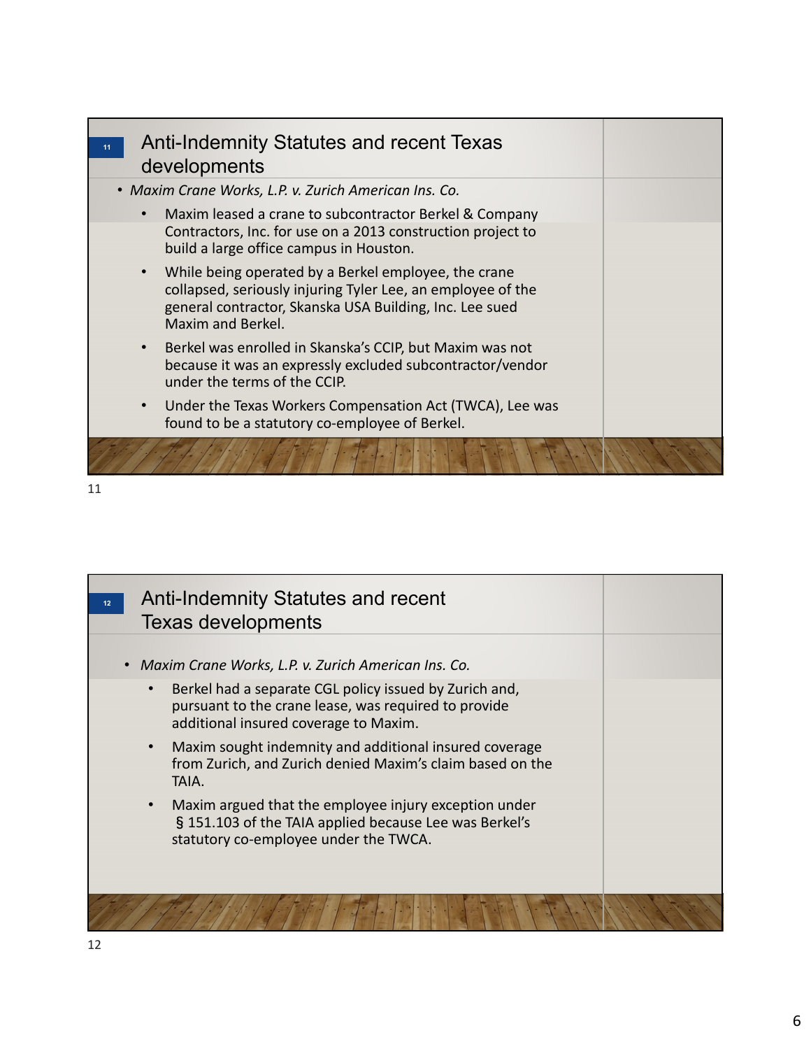## Anti-Indemnity Statutes and recent Texas developments

- *Maxim Crane Works, L.P. v. Zurich American Ins. Co.*
  - Maxim leased a crane to subcontractor Berkel & Company Contractors, Inc. for use on a 2013 construction project to build a large office campus in Houston.
  - While being operated by a Berkel employee, the crane collapsed, seriously injuring Tyler Lee, an employee of the general contractor, Skanska USA Building, Inc. Lee sued Maxim and Berkel.
  - Berkel was enrolled in Skanska's CCIP, but Maxim was not because it was an expressly excluded subcontractor/vendor under the terms of the CCIP.
  - Under the Texas Workers Compensation Act (TWCA), Lee was found to be a statutory co-employee of Berkel.

## Anti-Indemnity Statutes and recent Texas developments

- *Maxim Crane Works, L.P. v. Zurich American Ins. Co.*
  - Berkel had a separate CGL policy issued by Zurich and, pursuant to the crane lease, was required to provide additional insured coverage to Maxim.
  - Maxim sought indemnity and additional insured coverage from Zurich, and Zurich denied Maxim's claim based on the TAIA.
  - Maxim argued that the employee injury exception under § 151.103 of the TAIA applied because Lee was Berkel's statutory co-employee under the TWCA.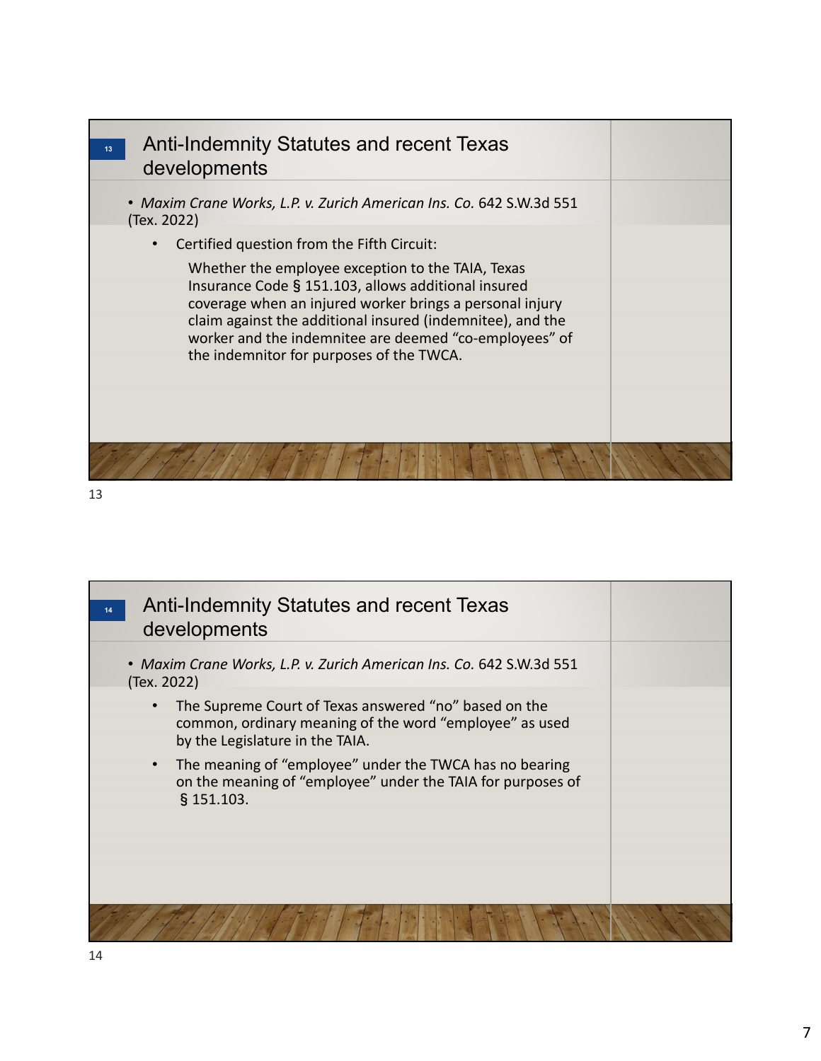## Anti-Indemnity Statutes and recent Texas developments

- *Maxim Crane Works, L.P. v. Zurich American Ins. Co.* 642 S.W.3d 551 (Tex. 2022)
  - Certified question from the Fifth Circuit:

    Whether the employee exception to the TAIA, Texas Insurance Code § 151.103, allows additional insured coverage when an injured worker brings a personal injury claim against the additional insured (indemnitee), and the worker and the indemnitee are deemed "co-employees" of the indemnitor for purposes of the TWCA.

## Anti-Indemnity Statutes and recent Texas developments

- *Maxim Crane Works, L.P. v. Zurich American Ins. Co.* 642 S.W.3d 551 (Tex. 2022)
  - The Supreme Court of Texas answered "no" based on the common, ordinary meaning of the word "employee" as used by the Legislature in the TAIA.
  - The meaning of "employee" under the TWCA has no bearing on the meaning of "employee" under the TAIA for purposes of § 151.103.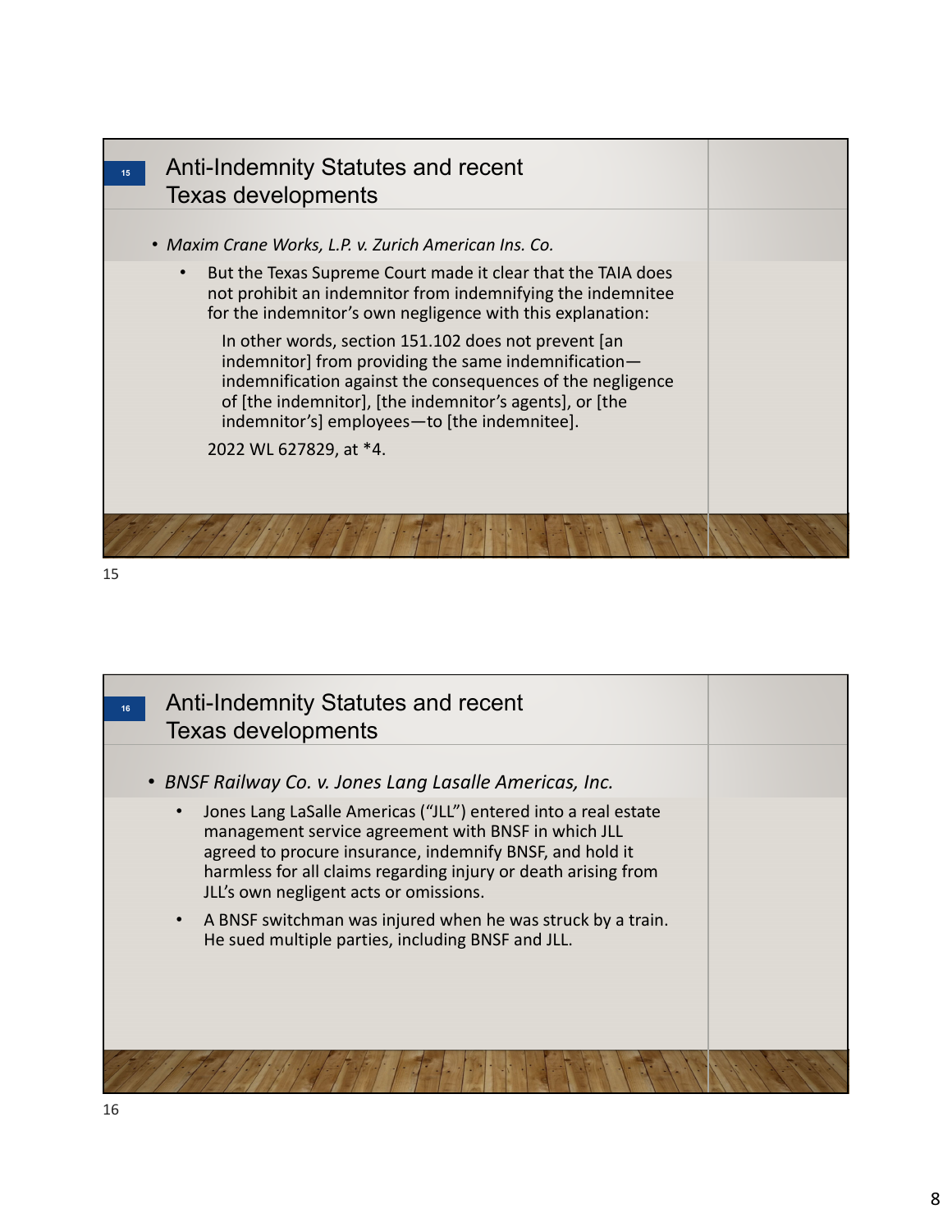## Anti-Indemnity Statutes and recent Texas developments

- *Maxim Crane Works, L.P. v. Zurich American Ins. Co.*
  - But the Texas Supreme Court made it clear that the TAIA does not prohibit an indemnitor from indemnifying the indemnitee for the indemnitor's own negligence with this explanation:

    In other words, section 151.102 does not prevent [an indemnitor] from providing the same indemnification—indemnification against the consequences of the negligence of [the indemnitor], [the indemnitor's agents], or [the indemnitor's] employees—to [the indemnitee].

    2022 WL 627829, at *4.

## Anti-Indemnity Statutes and recent Texas developments

- *BNSF Railway Co. v. Jones Lang Lasalle Americas, Inc.*
  - Jones Lang LaSalle Americas ("JLL") entered into a real estate management service agreement with BNSF in which JLL agreed to procure insurance, indemnify BNSF, and hold it harmless for all claims regarding injury or death arising from JLL's own negligent acts or omissions.
  - A BNSF switchman was injured when he was struck by a train. He sued multiple parties, including BNSF and JLL.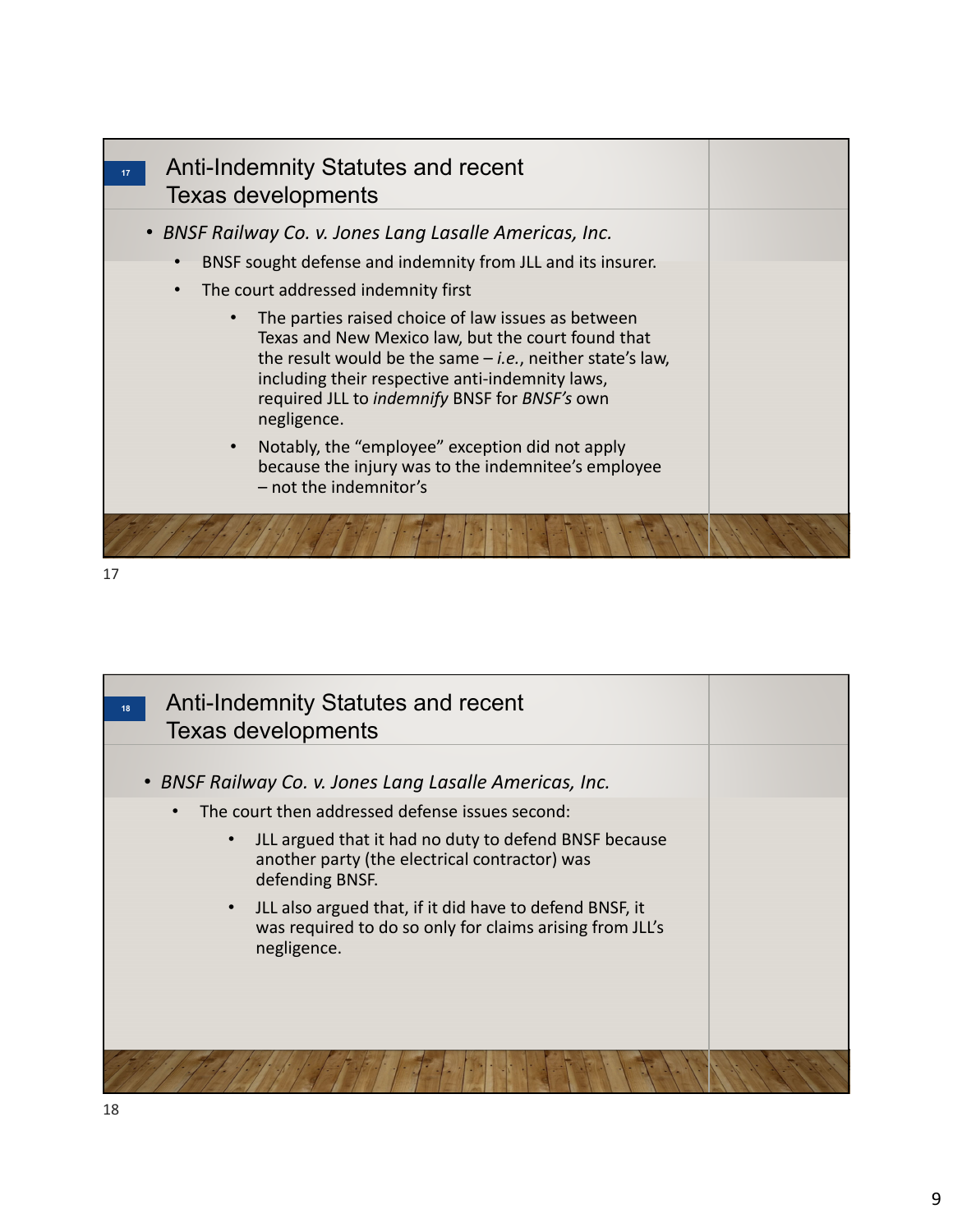## Anti-Indemnity Statutes and recent Texas developments

- *BNSF Railway Co. v. Jones Lang Lasalle Americas, Inc.*
  - BNSF sought defense and indemnity from JLL and its insurer.
  - The court addressed indemnity first
    - The parties raised choice of law issues as between Texas and New Mexico law, but the court found that the result would be the same – *i.e.*, neither state's law, including their respective anti-indemnity laws, required JLL to *indemnify* BNSF for *BNSF's* own negligence.
    - Notably, the "employee" exception did not apply because the injury was to the indemnitee's employee – not the indemnitor's

## Anti-Indemnity Statutes and recent Texas developments

- *BNSF Railway Co. v. Jones Lang Lasalle Americas, Inc.*
  - The court then addressed defense issues second:
    - JLL argued that it had no duty to defend BNSF because another party (the electrical contractor) was defending BNSF.
    - JLL also argued that, if it did have to defend BNSF, it was required to do so only for claims arising from JLL's negligence.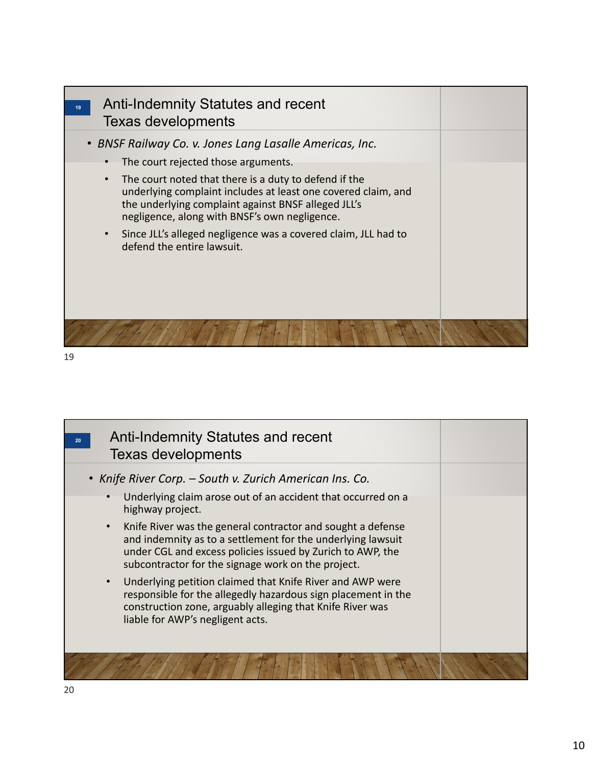## Anti-Indemnity Statutes and recent Texas developments

- *BNSF Railway Co. v. Jones Lang Lasalle Americas, Inc.*
  - The court rejected those arguments.
  - The court noted that there is a duty to defend if the underlying complaint includes at least one covered claim, and the underlying complaint against BNSF alleged JLL's negligence, along with BNSF's own negligence.
  - Since JLL's alleged negligence was a covered claim, JLL had to defend the entire lawsuit.

## Anti-Indemnity Statutes and recent Texas developments

- *Knife River Corp. – South v. Zurich American Ins. Co.*
  - Underlying claim arose out of an accident that occurred on a highway project.
  - Knife River was the general contractor and sought a defense and indemnity as to a settlement for the underlying lawsuit under CGL and excess policies issued by Zurich to AWP, the subcontractor for the signage work on the project.
  - Underlying petition claimed that Knife River and AWP were responsible for the allegedly hazardous sign placement in the construction zone, arguably alleging that Knife River was liable for AWP's negligent acts.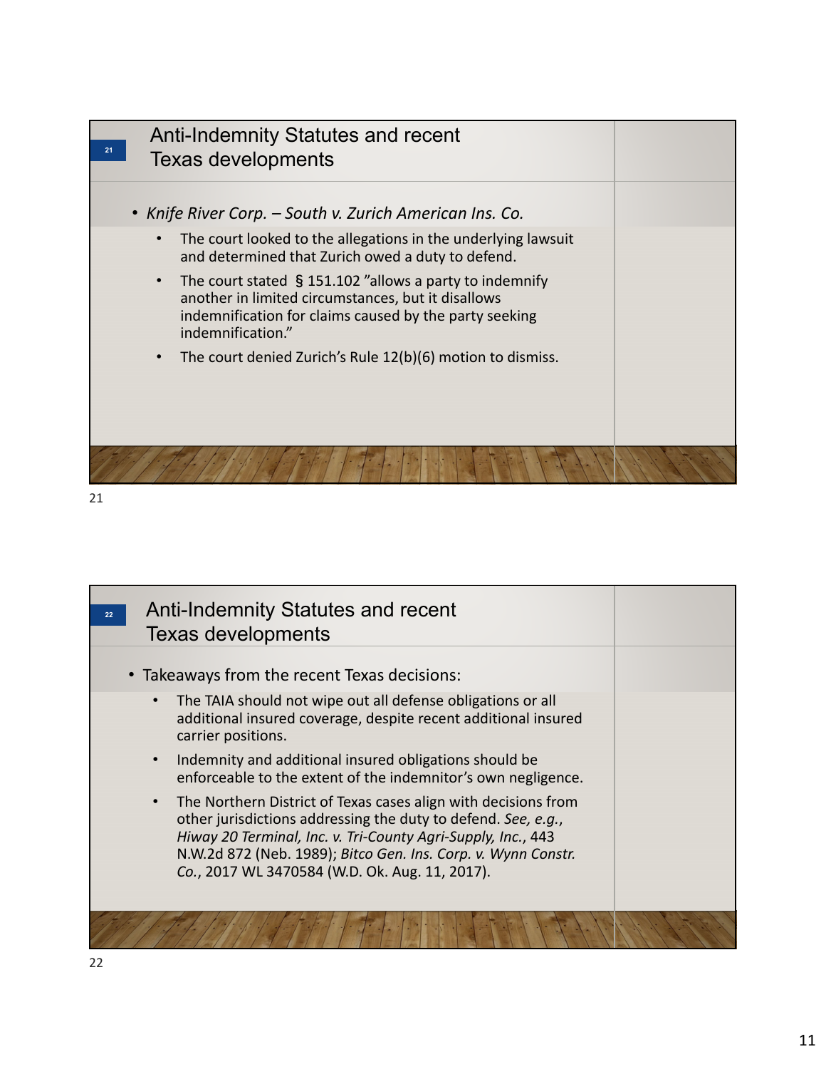## Anti-Indemnity Statutes and recent Texas developments

- *Knife River Corp. – South v. Zurich American Ins. Co.*
  - The court looked to the allegations in the underlying lawsuit and determined that Zurich owed a duty to defend.
  - The court stated § 151.102 "allows a party to indemnify another in limited circumstances, but it disallows indemnification for claims caused by the party seeking indemnification."
  - The court denied Zurich's Rule 12(b)(6) motion to dismiss.

## Anti-Indemnity Statutes and recent Texas developments

- Takeaways from the recent Texas decisions:
  - The TAIA should not wipe out all defense obligations or all additional insured coverage, despite recent additional insured carrier positions.
  - Indemnity and additional insured obligations should be enforceable to the extent of the indemnitor's own negligence.
  - The Northern District of Texas cases align with decisions from other jurisdictions addressing the duty to defend. *See, e.g.*, *Hiway 20 Terminal, Inc. v. Tri-County Agri-Supply, Inc.*, 443 N.W.2d 872 (Neb. 1989); *Bitco Gen. Ins. Corp. v. Wynn Constr. Co.*, 2017 WL 3470584 (W.D. Ok. Aug. 11, 2017).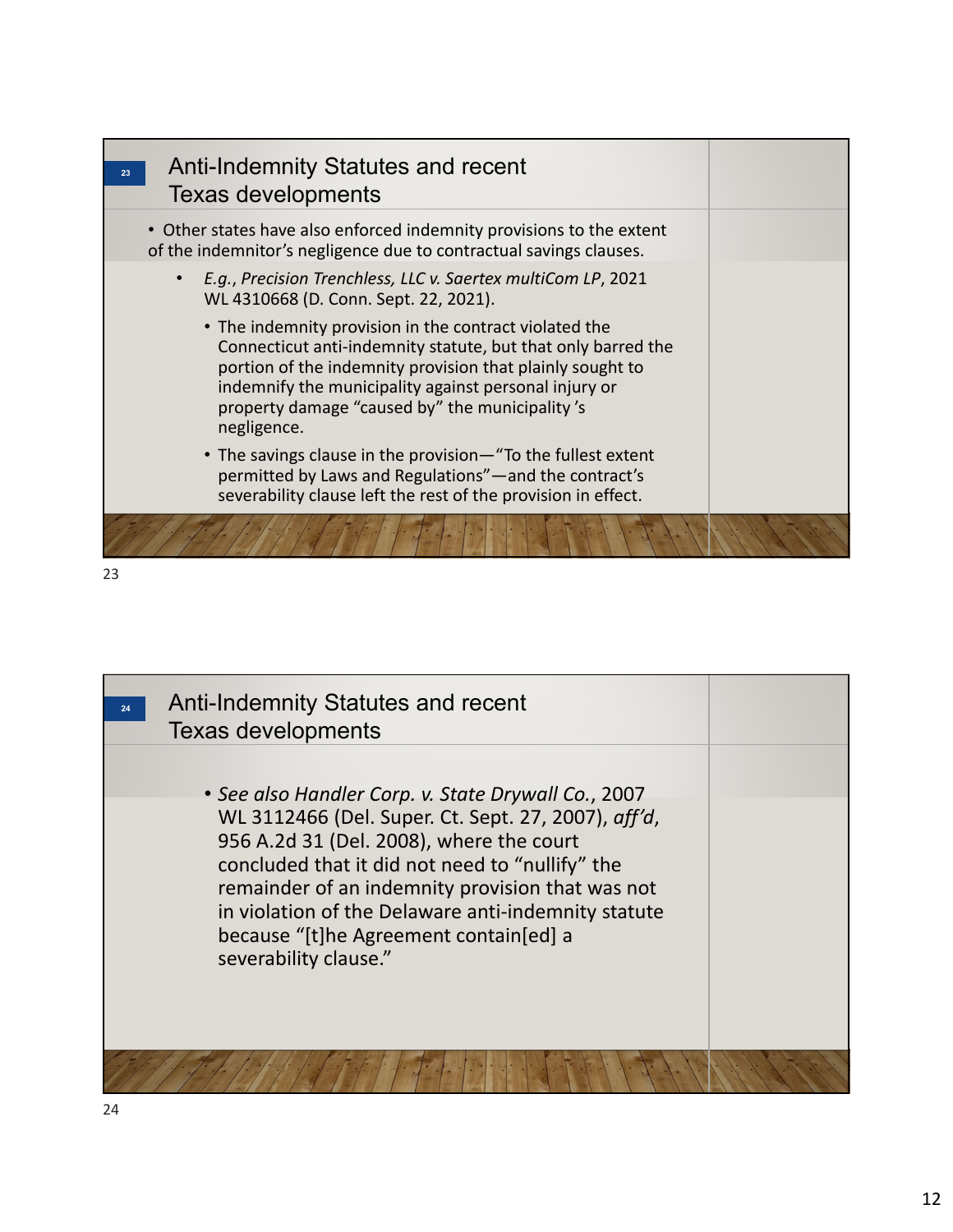## Anti-Indemnity Statutes and recent Texas developments

- Other states have also enforced indemnity provisions to the extent of the indemnitor's negligence due to contractual savings clauses.
  - *E.g.*, *Precision Trenchless, LLC v. Saertex multiCom LP*, 2021 WL 4310668 (D. Conn. Sept. 22, 2021).
    - The indemnity provision in the contract violated the Connecticut anti-indemnity statute, but that only barred the portion of the indemnity provision that plainly sought to indemnify the municipality against personal injury or property damage "caused by" the municipality's negligence.
    - The savings clause in the provision—"To the fullest extent permitted by Laws and Regulations"—and the contract's severability clause left the rest of the provision in effect.

## Anti-Indemnity Statutes and recent Texas developments

- *See also Handler Corp. v. State Drywall Co.*, 2007 WL 3112466 (Del. Super. Ct. Sept. 27, 2007), *aff'd*, 956 A.2d 31 (Del. 2008), where the court concluded that it did not need to "nullify" the remainder of an indemnity provision that was not in violation of the Delaware anti-indemnity statute because "[t]he Agreement contain[ed] a severability clause."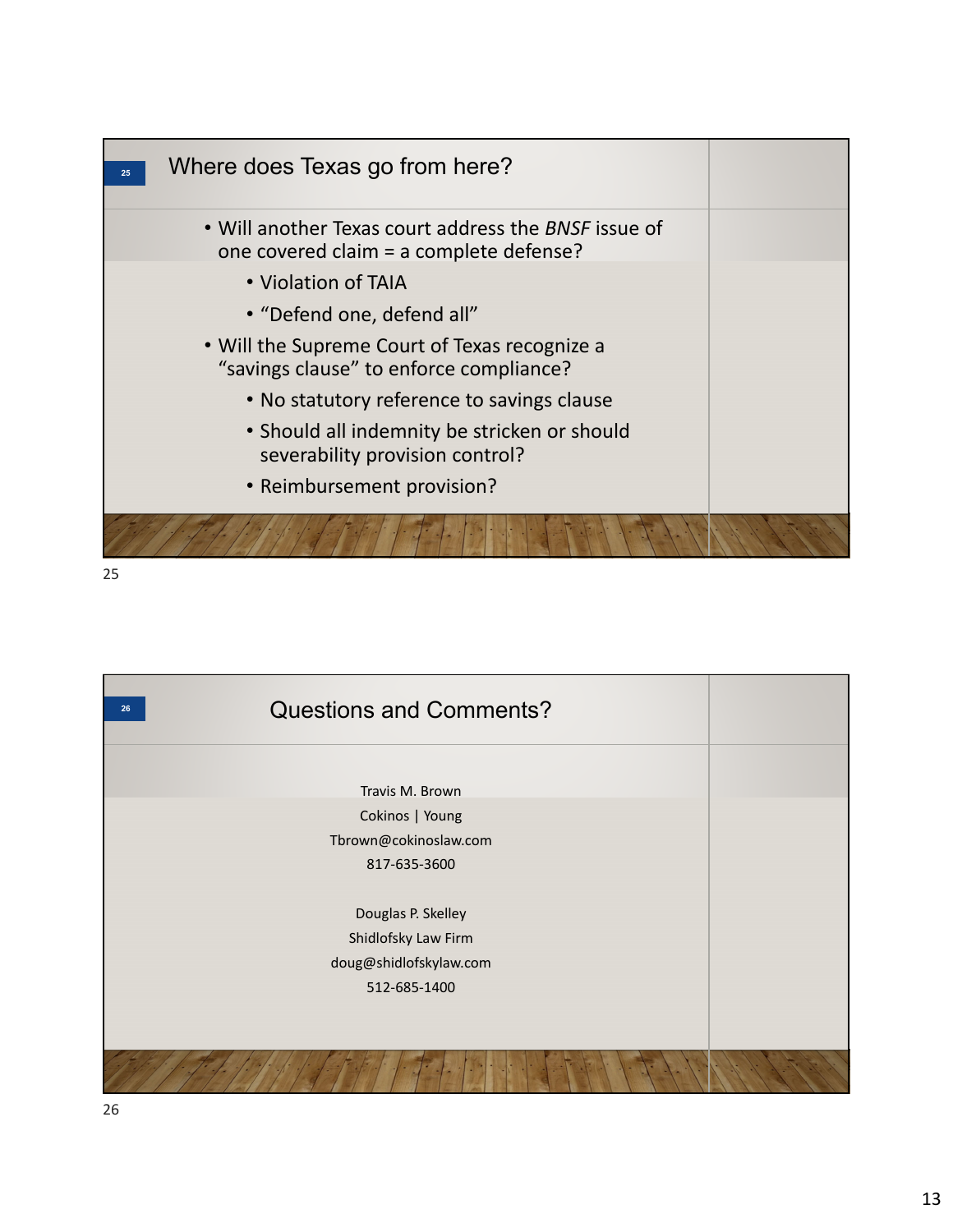## Where does Texas go from here?

- Will another Texas court address the *BNSF* issue of one covered claim = a complete defense?
  - Violation of TAIA
  - “Defend one, defend all”
- Will the Supreme Court of Texas recognize a “savings clause” to enforce compliance?
  - No statutory reference to savings clause
  - Should all indemnity be stricken or should severability provision control?
  - Reimbursement provision?

## Questions and Comments?

Travis M. Brown
Cokinos | Young
Tbrown@cokinoslaw.com
817-635-3600

Douglas P. Skelley
Shidlofsky Law Firm
doug@shidlofskylaw.com
512-685-1400